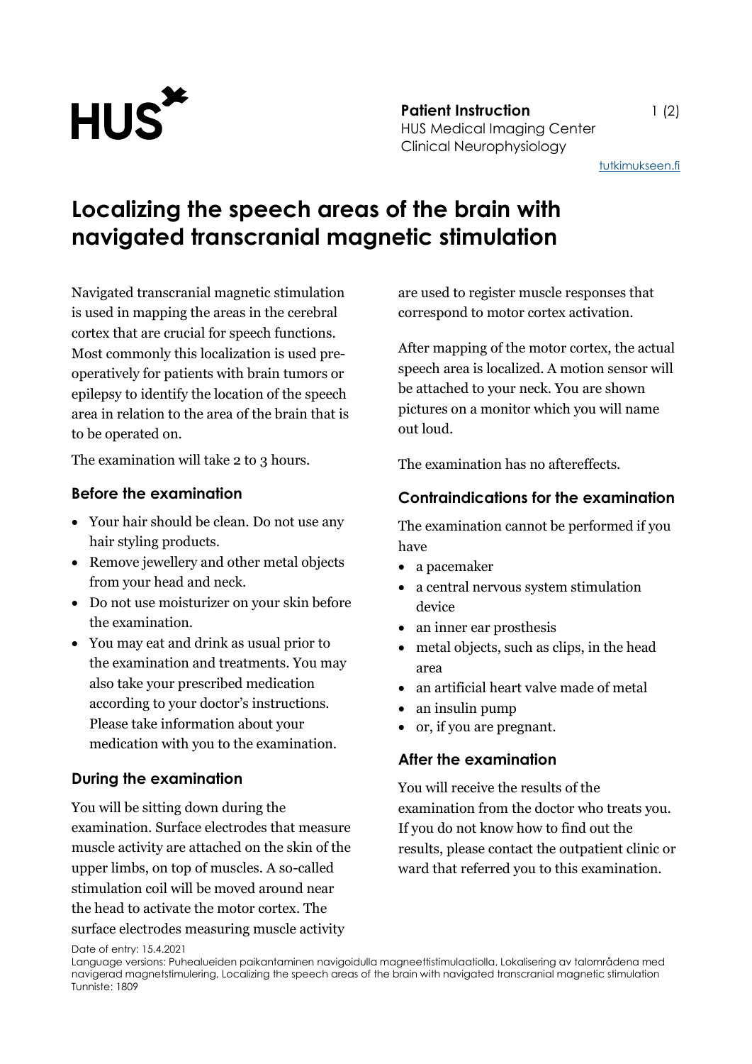# Localizing the speech areas of the brain with navigated transcranial magnetic stimulation

Navigated transcranial magnetic stimulation is used in mapping the areas in the cerebral cortex that are crucial for speech functions. Most commonly this localization is used pre-operatively for patients with brain tumors or epilepsy to identify the location of the speech area in relation to the area of the brain that is to be operated on.

The examination will take 2 to 3 hours.

## Before the examination

- Your hair should be clean. Do not use any hair styling products.
- Remove jewellery and other metal objects from your head and neck.
- Do not use moisturizer on your skin before the examination.
- You may eat and drink as usual prior to the examination and treatments. You may also take your prescribed medication according to your doctor's instructions. Please take information about your medication with you to the examination.

## During the examination

You will be sitting down during the examination. Surface electrodes that measure muscle activity are attached on the skin of the upper limbs, on top of muscles. A so-called stimulation coil will be moved around near the head to activate the motor cortex. The surface electrodes measuring muscle activity are used to register muscle responses that correspond to motor cortex activation.

After mapping of the motor cortex, the actual speech area is localized. A motion sensor will be attached to your neck. You are shown pictures on a monitor which you will name out loud.

The examination has no aftereffects.

## Contraindications for the examination

The examination cannot be performed if you have

- a pacemaker
- a central nervous system stimulation device
- an inner ear prosthesis
- metal objects, such as clips, in the head area
- an artificial heart valve made of metal
- an insulin pump
- or, if you are pregnant.

## After the examination

You will receive the results of the examination from the doctor who treats you. If you do not know how to find out the results, please contact the outpatient clinic or ward that referred you to this examination.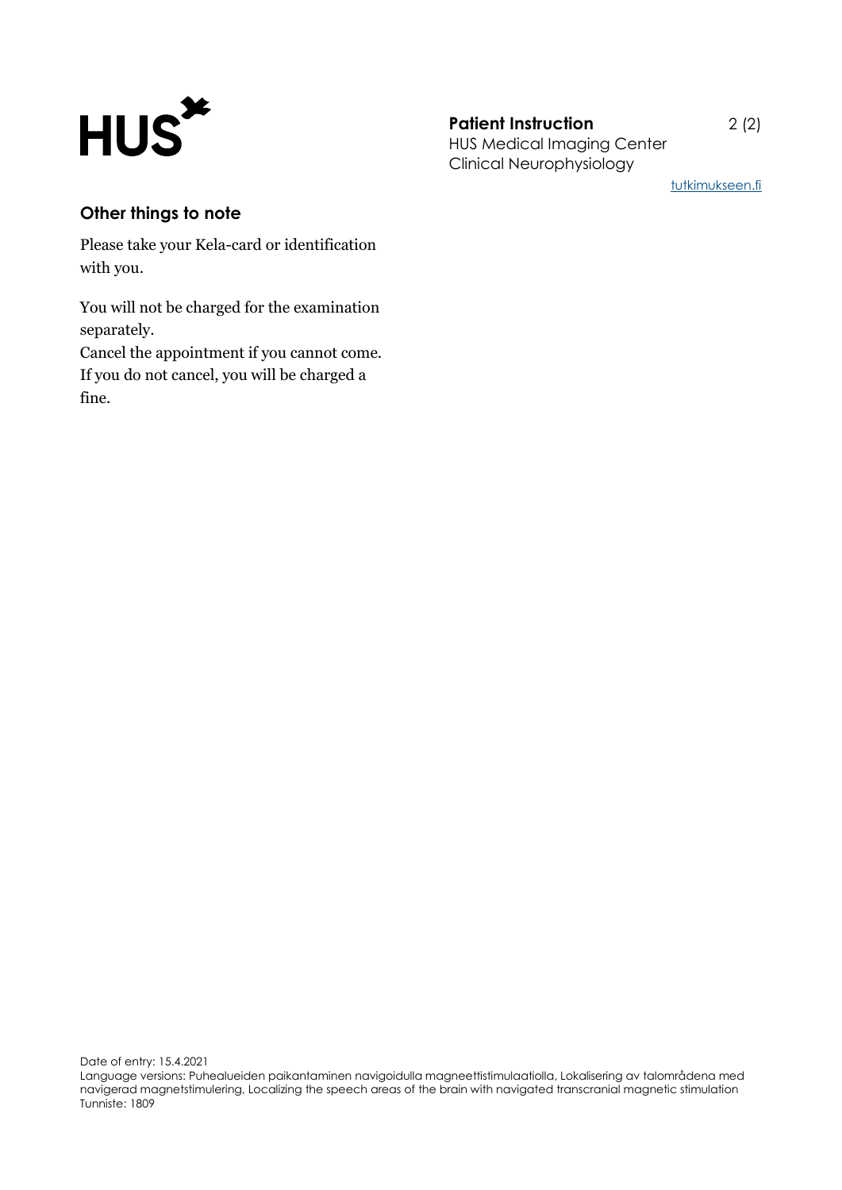## Other things to note

Please take your Kela-card or identification with you.

You will not be charged for the examination separately.
Cancel the appointment if you cannot come. If you do not cancel, you will be charged a fine.

Date of entry: 15.4.2021
Language versions: Puhealueiden paikantaminen navigoidulla magneettistimulaatiolla, Lokalisering av talområdena med navigerad magnetstimulering, Localizing the speech areas of the brain with navigated transcranial magnetic stimulation
Tunniste: 1809